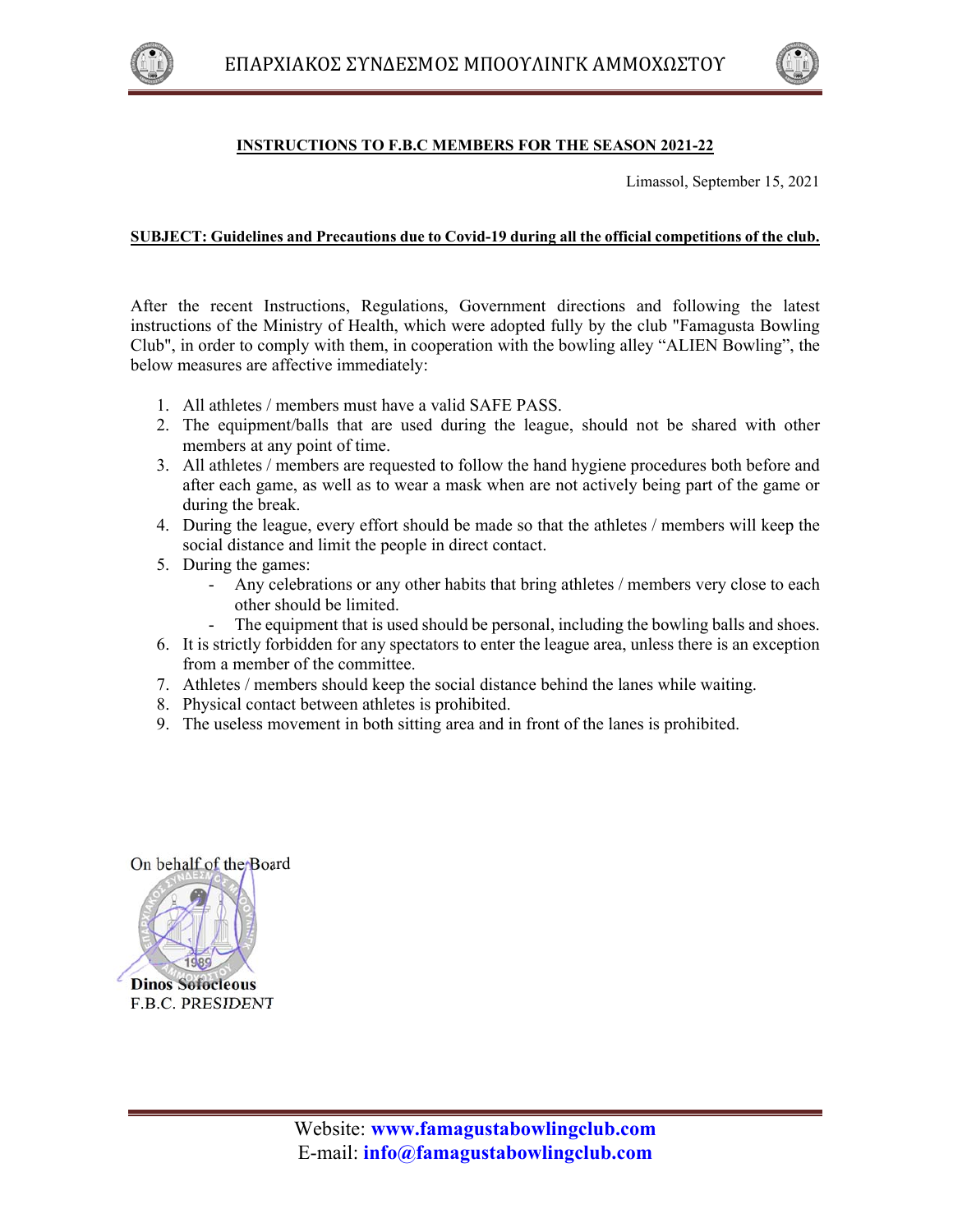ΕΠΑΡΧΙΑΚΟΣ ΣΥΝΔΕΣΜΟΣ ΜΠΟΟΥΛΙΝΓΚ ΑΜΜΟΧΩΣΤΟΥ

**INSTRUCTIONS TO F.B.C MEMBERS FOR THE SEASON 2021-22**

Limassol, September 15, 2021

**SUBJECT: Guidelines and Precautions due to Covid-19 during all the official competitions of the club.**

After the recent Instructions, Regulations, Government directions and following the latest instructions of the Ministry of Health, which were adopted fully by the club "Famagusta Bowling Club", in order to comply with them, in cooperation with the bowling alley "ALIEN Bowling", the below measures are affective immediately:

1. All athletes / members must have a valid SAFE PASS.
2. The equipment/balls that are used during the league, should not be shared with other members at any point of time.
3. All athletes / members are requested to follow the hand hygiene procedures both before and after each game, as well as to wear a mask when are not actively being part of the game or during the break.
4. During the league, every effort should be made so that the athletes / members will keep the social distance and limit the people in direct contact.
5. During the games:
   - Any celebrations or any other habits that bring athletes / members very close to each other should be limited.
   - The equipment that is used should be personal, including the bowling balls and shoes.
6. It is strictly forbidden for any spectators to enter the league area, unless there is an exception from a member of the committee.
7. Athletes / members should keep the social distance behind the lanes while waiting.
8. Physical contact between athletes is prohibited.
9. The useless movement in both sitting area and in front of the lanes is prohibited.

On behalf of the Board

**Dinos Sofocleous**
F.B.C. *PRESIDENT*

Website: **www.famagustabowlingclub.com**
E-mail: **info@famagustabowlingclub.com**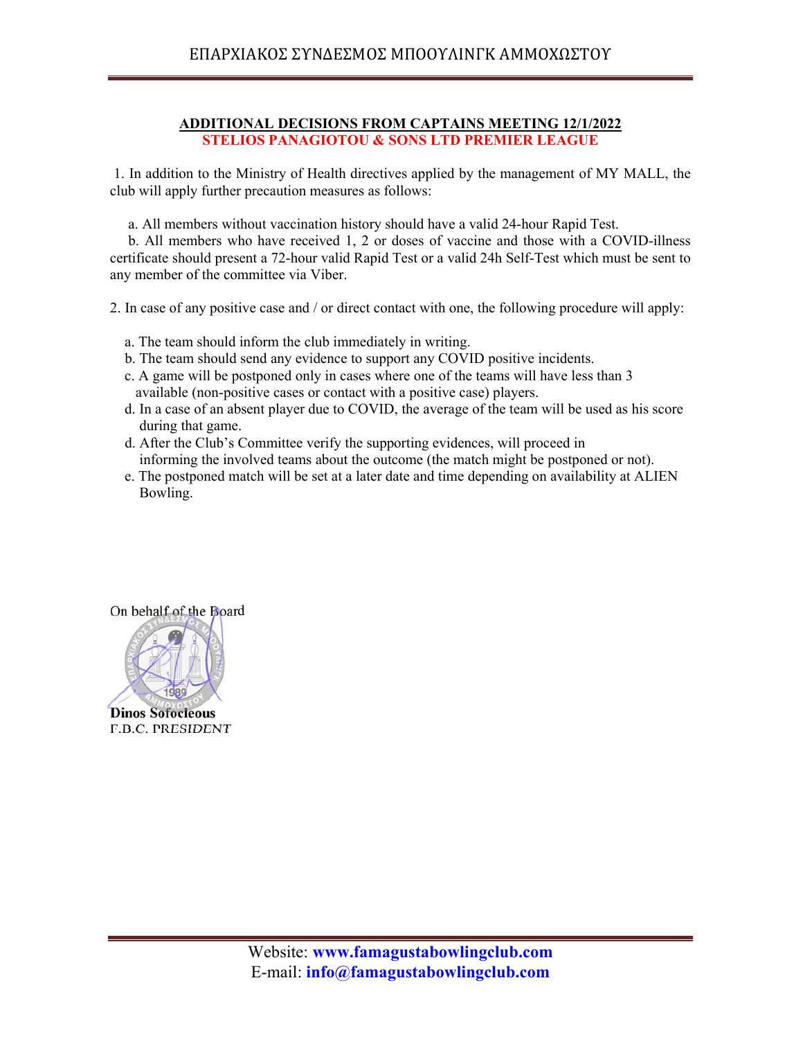ΕΠΑΡΧΙΑΚΟΣ ΣΥΝΔΕΣΜΟΣ ΜΠΟΟΥΛΙΝΓΚ ΑΜΜΟΧΩΣΤΟΥ

## ADDITIONAL DECISIONS FROM CAPTAINS MEETING 12/1/2022

**STELIOS PANAGIOTOU & SONS LTD PREMIER LEAGUE**

1. In addition to the Ministry of Health directives applied by the management of MY MALL, the club will apply further precaution measures as follows:

   a. All members without vaccination history should have a valid 24-hour Rapid Test.
   b. All members who have received 1, 2 or doses of vaccine and those with a COVID-illness certificate should present a 72-hour valid Rapid Test or a valid 24h Self-Test which must be sent to any member of the committee via Viber.

2. In case of any positive case and / or direct contact with one, the following procedure will apply:

   a. The team should inform the club immediately in writing.
   b. The team should send any evidence to support any COVID positive incidents.
   c. A game will be postponed only in cases where one of the teams will have less than 3 available (non-positive cases or contact with a positive case) players.
   d. In a case of an absent player due to COVID, the average of the team will be used as his score during that game.
   d. After the Club's Committee verify the supporting evidences, will proceed in informing the involved teams about the outcome (the match might be postponed or not).
   e. The postponed match will be set at a later date and time depending on availability at ALIEN Bowling.

On behalf of the Board

**Dinos Sofocleous**
F.B.C. PRESIDENT

Website: **www.famagustabowlingclub.com**
E-mail: **info@famagustabowlingclub.com**